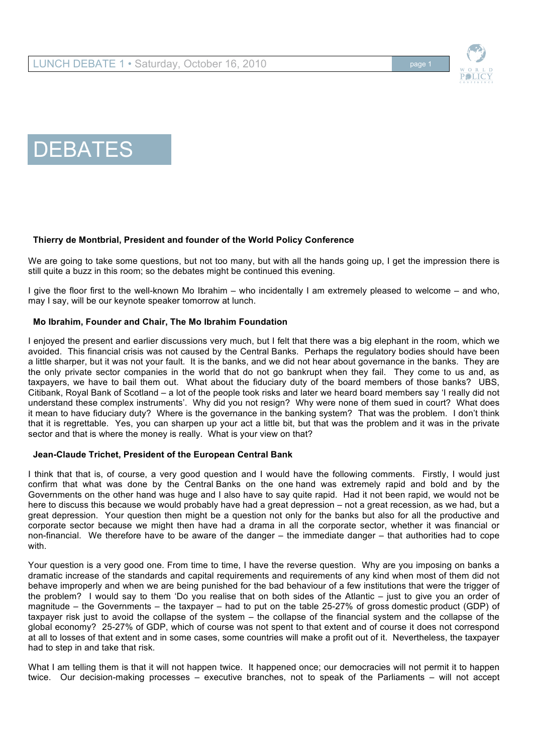# DEBATES

**Thierry de Montbrial, President and founder of the World Policy Conference**

We are going to take some questions, but not too many, but with all the hands going up, I get the impression there is still quite a buzz in this room; so the debates might be continued this evening.

I give the floor first to the well-known Mo Ibrahim – who incidentally I am extremely pleased to welcome – and who, may I say, will be our keynote speaker tomorrow at lunch.

**Mo Ibrahim, Founder and Chair, The Mo Ibrahim Foundation**

I enjoyed the present and earlier discussions very much, but I felt that there was a big elephant in the room, which we avoided. This financial crisis was not caused by the Central Banks. Perhaps the regulatory bodies should have been a little sharper, but it was not your fault. It is the banks, and we did not hear about governance in the banks. They are the only private sector companies in the world that do not go bankrupt when they fail. They come to us and, as taxpayers, we have to bail them out. What about the fiduciary duty of the board members of those banks? UBS, Citibank, Royal Bank of Scotland – a lot of the people took risks and later we heard board members say 'I really did not understand these complex instruments'. Why did you not resign? Why were none of them sued in court? What does it mean to have fiduciary duty? Where is the governance in the banking system? That was the problem. I don't think that it is regrettable. Yes, you can sharpen up your act a little bit, but that was the problem and it was in the private sector and that is where the money is really. What is your view on that?

**Jean-Claude Trichet, President of the European Central Bank**

I think that that is, of course, a very good question and I would have the following comments. Firstly, I would just confirm that what was done by the Central Banks on the one hand was extremely rapid and bold and by the Governments on the other hand was huge and I also have to say quite rapid. Had it not been rapid, we would not be here to discuss this because we would probably have had a great depression – not a great recession, as we had, but a great depression. Your question then might be a question not only for the banks but also for all the productive and corporate sector because we might then have had a drama in all the corporate sector, whether it was financial or non-financial. We therefore have to be aware of the danger – the immediate danger – that authorities had to cope with.

Your question is a very good one. From time to time, I have the reverse question. Why are you imposing on banks a dramatic increase of the standards and capital requirements and requirements of any kind when most of them did not behave improperly and when we are being punished for the bad behaviour of a few institutions that were the trigger of the problem? I would say to them 'Do you realise that on both sides of the Atlantic – just to give you an order of magnitude – the Governments – the taxpayer – had to put on the table 25-27% of gross domestic product (GDP) of taxpayer risk just to avoid the collapse of the system – the collapse of the financial system and the collapse of the global economy? 25-27% of GDP, which of course was not spent to that extent and of course it does not correspond at all to losses of that extent and in some cases, some countries will make a profit out of it. Nevertheless, the taxpayer had to step in and take that risk.

What I am telling them is that it will not happen twice. It happened once; our democracies will not permit it to happen twice. Our decision-making processes – executive branches, not to speak of the Parliaments – will not accept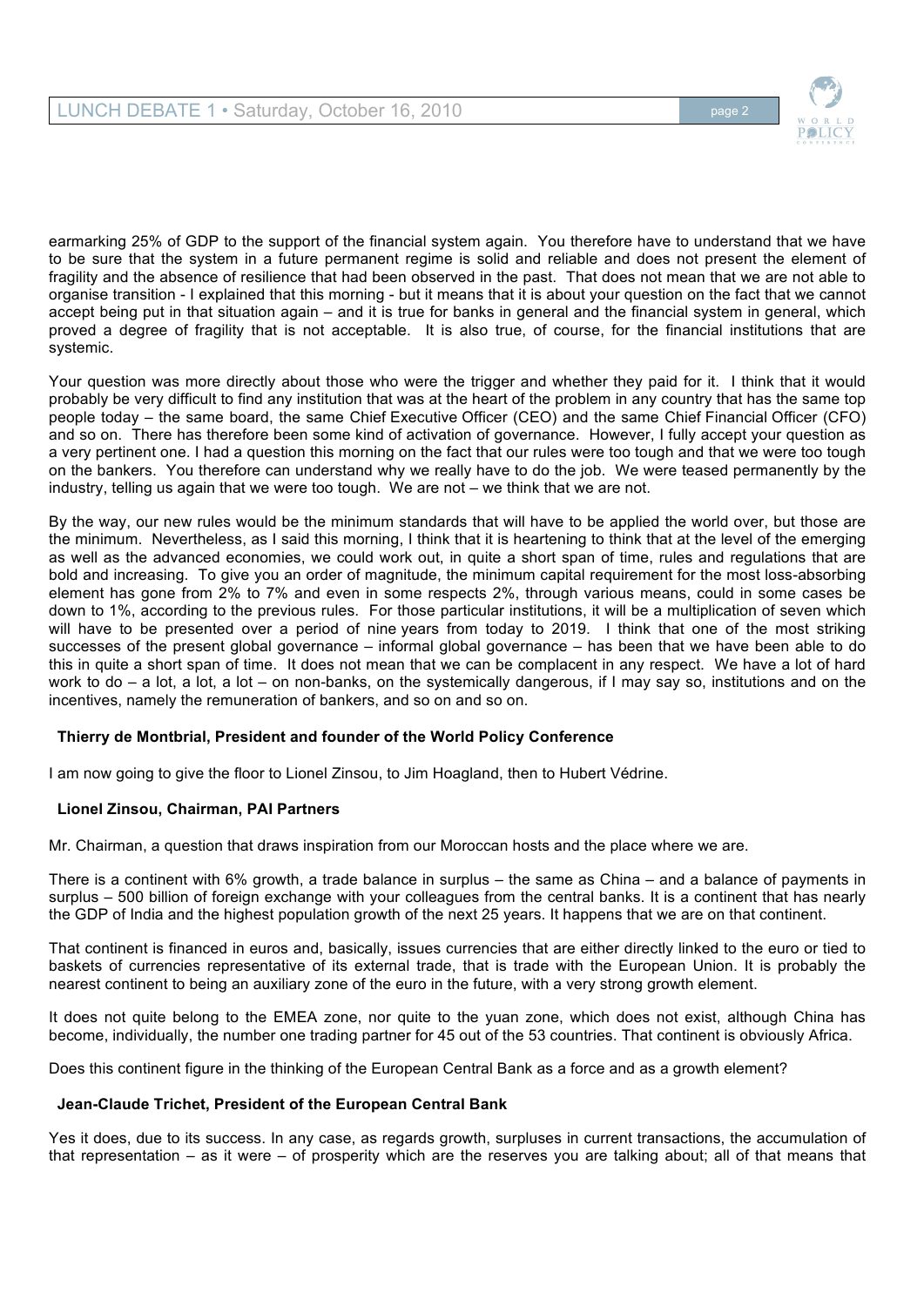earmarking 25% of GDP to the support of the financial system again. You therefore have to understand that we have to be sure that the system in a future permanent regime is solid and reliable and does not present the element of fragility and the absence of resilience that had been observed in the past. That does not mean that we are not able to organise transition - I explained that this morning - but it means that it is about your question on the fact that we cannot accept being put in that situation again – and it is true for banks in general and the financial system in general, which proved a degree of fragility that is not acceptable. It is also true, of course, for the financial institutions that are systemic.

Your question was more directly about those who were the trigger and whether they paid for it. I think that it would probably be very difficult to find any institution that was at the heart of the problem in any country that has the same top people today – the same board, the same Chief Executive Officer (CEO) and the same Chief Financial Officer (CFO) and so on. There has therefore been some kind of activation of governance. However, I fully accept your question as a very pertinent one. I had a question this morning on the fact that our rules were too tough and that we were too tough on the bankers. You therefore can understand why we really have to do the job. We were teased permanently by the industry, telling us again that we were too tough. We are not – we think that we are not.

By the way, our new rules would be the minimum standards that will have to be applied the world over, but those are the minimum. Nevertheless, as I said this morning, I think that it is heartening to think that at the level of the emerging as well as the advanced economies, we could work out, in quite a short span of time, rules and regulations that are bold and increasing. To give you an order of magnitude, the minimum capital requirement for the most loss-absorbing element has gone from 2% to 7% and even in some respects 2%, through various means, could in some cases be down to 1%, according to the previous rules. For those particular institutions, it will be a multiplication of seven which will have to be presented over a period of nine years from today to 2019. I think that one of the most striking successes of the present global governance – informal global governance – has been that we have been able to do this in quite a short span of time. It does not mean that we can be complacent in any respect. We have a lot of hard work to do – a lot, a lot, a lot – on non-banks, on the systemically dangerous, if I may say so, institutions and on the incentives, namely the remuneration of bankers, and so on and so on.

**Thierry de Montbrial, President and founder of the World Policy Conference**

I am now going to give the floor to Lionel Zinsou, to Jim Hoagland, then to Hubert Védrine.

**Lionel Zinsou, Chairman, PAI Partners**

Mr. Chairman, a question that draws inspiration from our Moroccan hosts and the place where we are.

There is a continent with 6% growth, a trade balance in surplus – the same as China – and a balance of payments in surplus – 500 billion of foreign exchange with your colleagues from the central banks. It is a continent that has nearly the GDP of India and the highest population growth of the next 25 years. It happens that we are on that continent.

That continent is financed in euros and, basically, issues currencies that are either directly linked to the euro or tied to baskets of currencies representative of its external trade, that is trade with the European Union. It is probably the nearest continent to being an auxiliary zone of the euro in the future, with a very strong growth element.

It does not quite belong to the EMEA zone, nor quite to the yuan zone, which does not exist, although China has become, individually, the number one trading partner for 45 out of the 53 countries. That continent is obviously Africa.

Does this continent figure in the thinking of the European Central Bank as a force and as a growth element?

**Jean-Claude Trichet, President of the European Central Bank**

Yes it does, due to its success. In any case, as regards growth, surpluses in current transactions, the accumulation of that representation – as it were – of prosperity which are the reserves you are talking about; all of that means that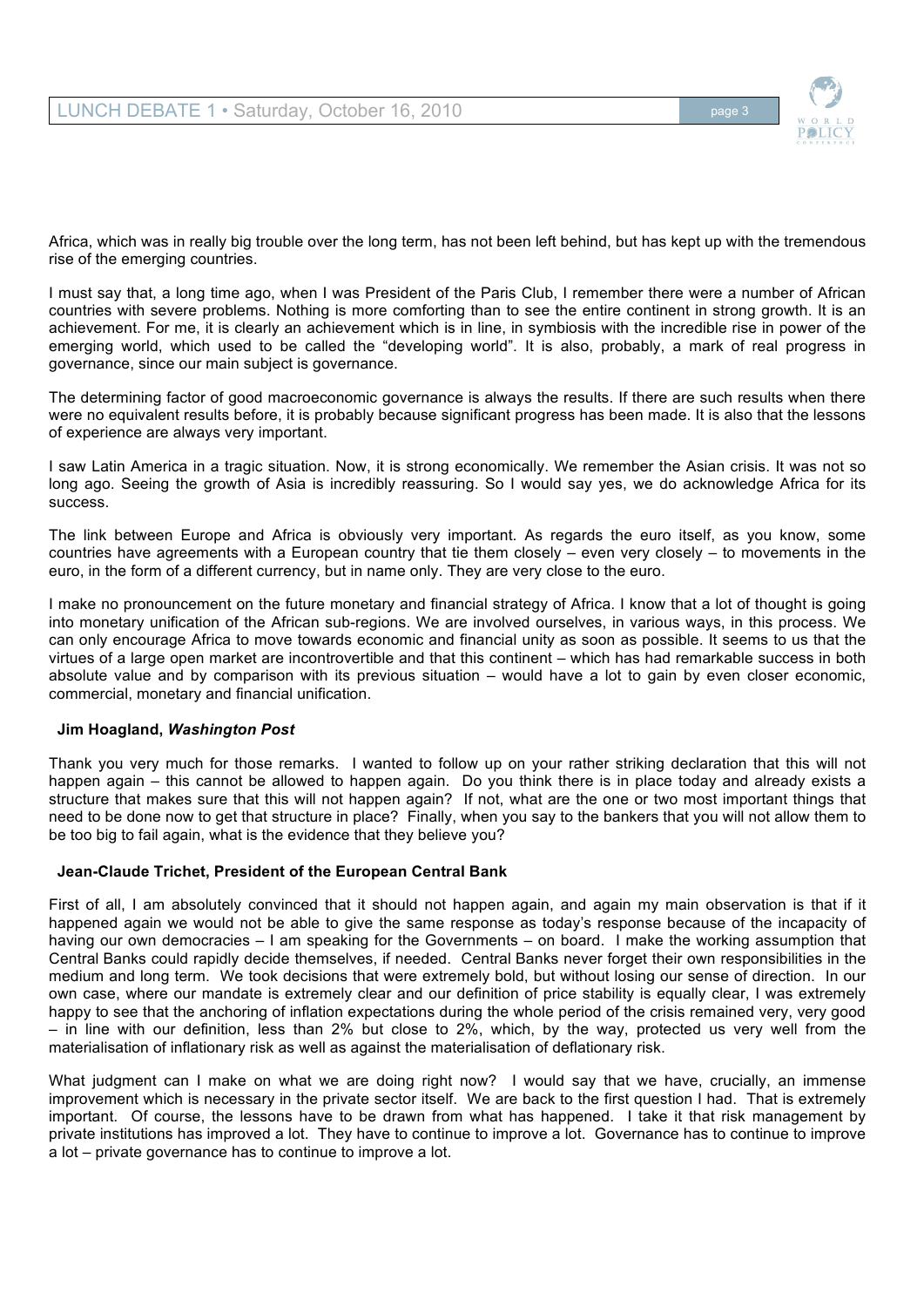Africa, which was in really big trouble over the long term, has not been left behind, but has kept up with the tremendous rise of the emerging countries.

I must say that, a long time ago, when I was President of the Paris Club, I remember there were a number of African countries with severe problems. Nothing is more comforting than to see the entire continent in strong growth. It is an achievement. For me, it is clearly an achievement which is in line, in symbiosis with the incredible rise in power of the emerging world, which used to be called the "developing world". It is also, probably, a mark of real progress in governance, since our main subject is governance.

The determining factor of good macroeconomic governance is always the results. If there are such results when there were no equivalent results before, it is probably because significant progress has been made. It is also that the lessons of experience are always very important.

I saw Latin America in a tragic situation. Now, it is strong economically. We remember the Asian crisis. It was not so long ago. Seeing the growth of Asia is incredibly reassuring. So I would say yes, we do acknowledge Africa for its success.

The link between Europe and Africa is obviously very important. As regards the euro itself, as you know, some countries have agreements with a European country that tie them closely – even very closely – to movements in the euro, in the form of a different currency, but in name only. They are very close to the euro.

I make no pronouncement on the future monetary and financial strategy of Africa. I know that a lot of thought is going into monetary unification of the African sub-regions. We are involved ourselves, in various ways, in this process. We can only encourage Africa to move towards economic and financial unity as soon as possible. It seems to us that the virtues of a large open market are incontrovertible and that this continent – which has had remarkable success in both absolute value and by comparison with its previous situation – would have a lot to gain by even closer economic, commercial, monetary and financial unification.

**Jim Hoagland, *Washington Post***

Thank you very much for those remarks. I wanted to follow up on your rather striking declaration that this will not happen again – this cannot be allowed to happen again. Do you think there is in place today and already exists a structure that makes sure that this will not happen again? If not, what are the one or two most important things that need to be done now to get that structure in place? Finally, when you say to the bankers that you will not allow them to be too big to fail again, what is the evidence that they believe you?

**Jean-Claude Trichet, President of the European Central Bank**

First of all, I am absolutely convinced that it should not happen again, and again my main observation is that if it happened again we would not be able to give the same response as today's response because of the incapacity of having our own democracies – I am speaking for the Governments – on board. I make the working assumption that Central Banks could rapidly decide themselves, if needed. Central Banks never forget their own responsibilities in the medium and long term. We took decisions that were extremely bold, but without losing our sense of direction. In our own case, where our mandate is extremely clear and our definition of price stability is equally clear, I was extremely happy to see that the anchoring of inflation expectations during the whole period of the crisis remained very, very good – in line with our definition, less than 2% but close to 2%, which, by the way, protected us very well from the materialisation of inflationary risk as well as against the materialisation of deflationary risk.

What judgment can I make on what we are doing right now? I would say that we have, crucially, an immense improvement which is necessary in the private sector itself. We are back to the first question I had. That is extremely important. Of course, the lessons have to be drawn from what has happened. I take it that risk management by private institutions has improved a lot. They have to continue to improve a lot. Governance has to continue to improve a lot – private governance has to continue to improve a lot.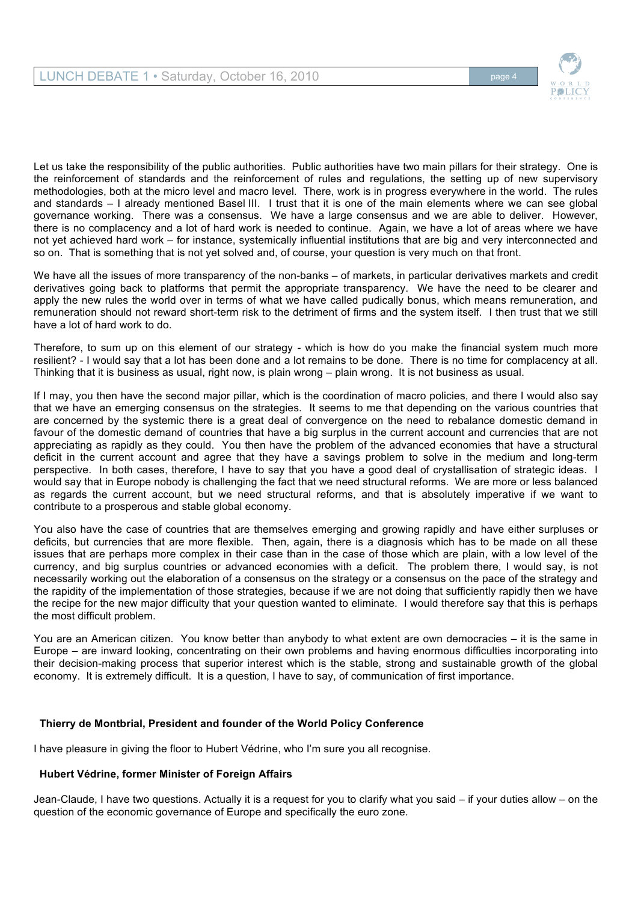Let us take the responsibility of the public authorities. Public authorities have two main pillars for their strategy. One is the reinforcement of standards and the reinforcement of rules and regulations, the setting up of new supervisory methodologies, both at the micro level and macro level. There, work is in progress everywhere in the world. The rules and standards – I already mentioned Basel III. I trust that it is one of the main elements where we can see global governance working. There was a consensus. We have a large consensus and we are able to deliver. However, there is no complacency and a lot of hard work is needed to continue. Again, we have a lot of areas where we have not yet achieved hard work – for instance, systemically influential institutions that are big and very interconnected and so on. That is something that is not yet solved and, of course, your question is very much on that front.

We have all the issues of more transparency of the non-banks – of markets, in particular derivatives markets and credit derivatives going back to platforms that permit the appropriate transparency. We have the need to be clearer and apply the new rules the world over in terms of what we have called pudically bonus, which means remuneration, and remuneration should not reward short-term risk to the detriment of firms and the system itself. I then trust that we still have a lot of hard work to do.

Therefore, to sum up on this element of our strategy - which is how do you make the financial system much more resilient? - I would say that a lot has been done and a lot remains to be done. There is no time for complacency at all. Thinking that it is business as usual, right now, is plain wrong – plain wrong. It is not business as usual.

If I may, you then have the second major pillar, which is the coordination of macro policies, and there I would also say that we have an emerging consensus on the strategies. It seems to me that depending on the various countries that are concerned by the systemic there is a great deal of convergence on the need to rebalance domestic demand in favour of the domestic demand of countries that have a big surplus in the current account and currencies that are not appreciating as rapidly as they could. You then have the problem of the advanced economies that have a structural deficit in the current account and agree that they have a savings problem to solve in the medium and long-term perspective. In both cases, therefore, I have to say that you have a good deal of crystallisation of strategic ideas. I would say that in Europe nobody is challenging the fact that we need structural reforms. We are more or less balanced as regards the current account, but we need structural reforms, and that is absolutely imperative if we want to contribute to a prosperous and stable global economy.

You also have the case of countries that are themselves emerging and growing rapidly and have either surpluses or deficits, but currencies that are more flexible. Then, again, there is a diagnosis which has to be made on all these issues that are perhaps more complex in their case than in the case of those which are plain, with a low level of the currency, and big surplus countries or advanced economies with a deficit. The problem there, I would say, is not necessarily working out the elaboration of a consensus on the strategy or a consensus on the pace of the strategy and the rapidity of the implementation of those strategies, because if we are not doing that sufficiently rapidly then we have the recipe for the new major difficulty that your question wanted to eliminate. I would therefore say that this is perhaps the most difficult problem.

You are an American citizen. You know better than anybody to what extent are own democracies – it is the same in Europe – are inward looking, concentrating on their own problems and having enormous difficulties incorporating into their decision-making process that superior interest which is the stable, strong and sustainable growth of the global economy. It is extremely difficult. It is a question, I have to say, of communication of first importance.

**Thierry de Montbrial, President and founder of the World Policy Conference**

I have pleasure in giving the floor to Hubert Védrine, who I'm sure you all recognise.

**Hubert Védrine, former Minister of Foreign Affairs**

Jean-Claude, I have two questions. Actually it is a request for you to clarify what you said – if your duties allow – on the question of the economic governance of Europe and specifically the euro zone.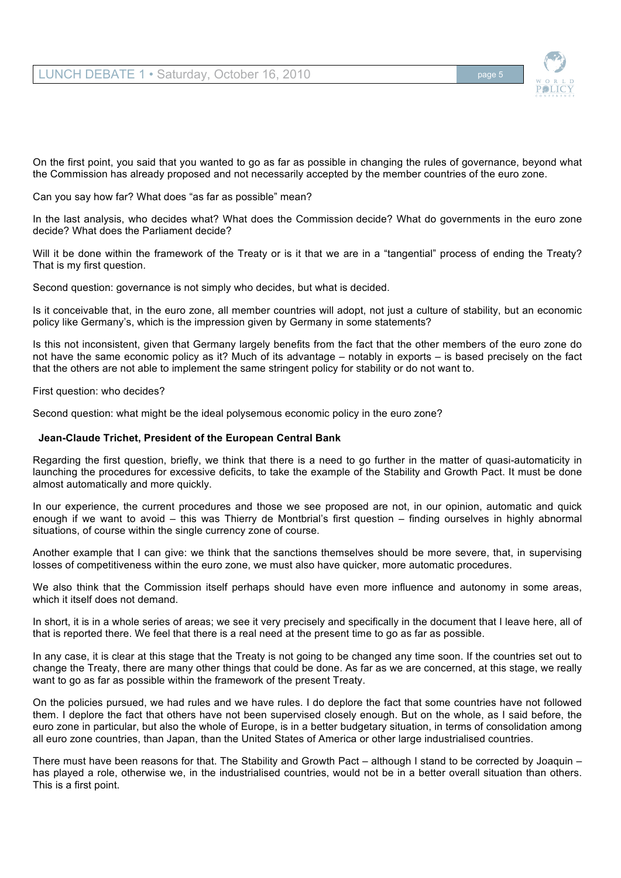On the first point, you said that you wanted to go as far as possible in changing the rules of governance, beyond what the Commission has already proposed and not necessarily accepted by the member countries of the euro zone.

Can you say how far? What does “as far as possible” mean?

In the last analysis, who decides what? What does the Commission decide? What do governments in the euro zone decide? What does the Parliament decide?

Will it be done within the framework of the Treaty or is it that we are in a “tangential” process of ending the Treaty? That is my first question.

Second question: governance is not simply who decides, but what is decided.

Is it conceivable that, in the euro zone, all member countries will adopt, not just a culture of stability, but an economic policy like Germany’s, which is the impression given by Germany in some statements?

Is this not inconsistent, given that Germany largely benefits from the fact that the other members of the euro zone do not have the same economic policy as it? Much of its advantage – notably in exports – is based precisely on the fact that the others are not able to implement the same stringent policy for stability or do not want to.

First question: who decides?

Second question: what might be the ideal polysemous economic policy in the euro zone?

**Jean-Claude Trichet, President of the European Central Bank**

Regarding the first question, briefly, we think that there is a need to go further in the matter of quasi-automaticity in launching the procedures for excessive deficits, to take the example of the Stability and Growth Pact. It must be done almost automatically and more quickly.

In our experience, the current procedures and those we see proposed are not, in our opinion, automatic and quick enough if we want to avoid – this was Thierry de Montbrial’s first question – finding ourselves in highly abnormal situations, of course within the single currency zone of course.

Another example that I can give: we think that the sanctions themselves should be more severe, that, in supervising losses of competitiveness within the euro zone, we must also have quicker, more automatic procedures.

We also think that the Commission itself perhaps should have even more influence and autonomy in some areas, which it itself does not demand.

In short, it is in a whole series of areas; we see it very precisely and specifically in the document that I leave here, all of that is reported there. We feel that there is a real need at the present time to go as far as possible.

In any case, it is clear at this stage that the Treaty is not going to be changed any time soon. If the countries set out to change the Treaty, there are many other things that could be done. As far as we are concerned, at this stage, we really want to go as far as possible within the framework of the present Treaty.

On the policies pursued, we had rules and we have rules. I do deplore the fact that some countries have not followed them. I deplore the fact that others have not been supervised closely enough. But on the whole, as I said before, the euro zone in particular, but also the whole of Europe, is in a better budgetary situation, in terms of consolidation among all euro zone countries, than Japan, than the United States of America or other large industrialised countries.

There must have been reasons for that. The Stability and Growth Pact – although I stand to be corrected by Joaquin – has played a role, otherwise we, in the industrialised countries, would not be in a better overall situation than others. This is a first point.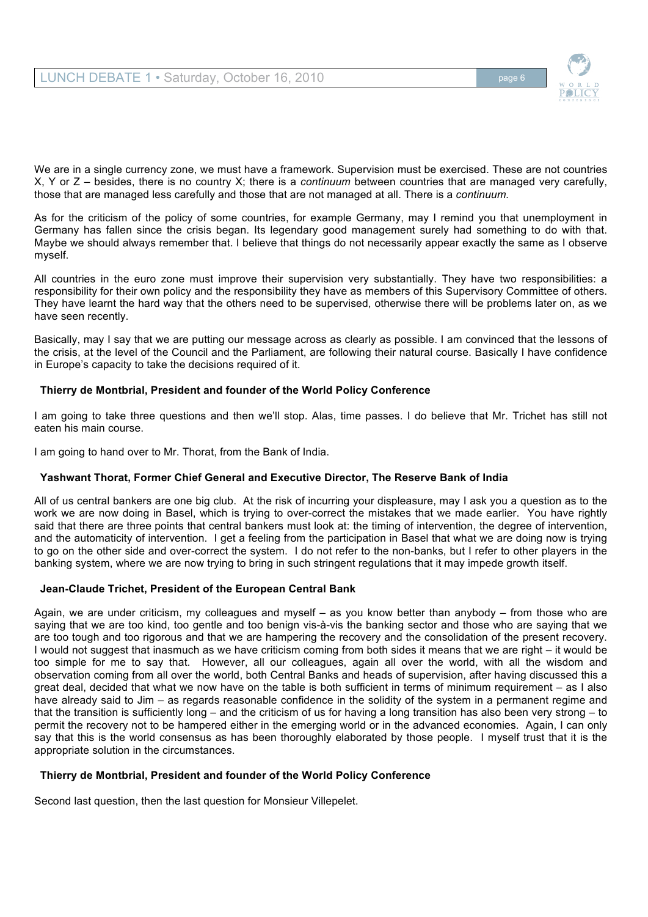We are in a single currency zone, we must have a framework. Supervision must be exercised. These are not countries X, Y or Z – besides, there is no country X; there is a *continuum* between countries that are managed very carefully, those that are managed less carefully and those that are not managed at all. There is a *continuum.*

As for the criticism of the policy of some countries, for example Germany, may I remind you that unemployment in Germany has fallen since the crisis began. Its legendary good management surely had something to do with that. Maybe we should always remember that. I believe that things do not necessarily appear exactly the same as I observe myself.

All countries in the euro zone must improve their supervision very substantially. They have two responsibilities: a responsibility for their own policy and the responsibility they have as members of this Supervisory Committee of others. They have learnt the hard way that the others need to be supervised, otherwise there will be problems later on, as we have seen recently.

Basically, may I say that we are putting our message across as clearly as possible. I am convinced that the lessons of the crisis, at the level of the Council and the Parliament, are following their natural course. Basically I have confidence in Europe's capacity to take the decisions required of it.

**Thierry de Montbrial, President and founder of the World Policy Conference**

I am going to take three questions and then we'll stop. Alas, time passes. I do believe that Mr. Trichet has still not eaten his main course.

I am going to hand over to Mr. Thorat, from the Bank of India.

**Yashwant Thorat, Former Chief General and Executive Director, The Reserve Bank of India**

All of us central bankers are one big club. At the risk of incurring your displeasure, may I ask you a question as to the work we are now doing in Basel, which is trying to over-correct the mistakes that we made earlier. You have rightly said that there are three points that central bankers must look at: the timing of intervention, the degree of intervention, and the automaticity of intervention. I get a feeling from the participation in Basel that what we are doing now is trying to go on the other side and over-correct the system. I do not refer to the non-banks, but I refer to other players in the banking system, where we are now trying to bring in such stringent regulations that it may impede growth itself.

**Jean-Claude Trichet, President of the European Central Bank**

Again, we are under criticism, my colleagues and myself – as you know better than anybody – from those who are saying that we are too kind, too gentle and too benign vis-à-vis the banking sector and those who are saying that we are too tough and too rigorous and that we are hampering the recovery and the consolidation of the present recovery. I would not suggest that inasmuch as we have criticism coming from both sides it means that we are right – it would be too simple for me to say that. However, all our colleagues, again all over the world, with all the wisdom and observation coming from all over the world, both Central Banks and heads of supervision, after having discussed this a great deal, decided that what we now have on the table is both sufficient in terms of minimum requirement – as I also have already said to Jim – as regards reasonable confidence in the solidity of the system in a permanent regime and that the transition is sufficiently long – and the criticism of us for having a long transition has also been very strong – to permit the recovery not to be hampered either in the emerging world or in the advanced economies. Again, I can only say that this is the world consensus as has been thoroughly elaborated by those people. I myself trust that it is the appropriate solution in the circumstances.

**Thierry de Montbrial, President and founder of the World Policy Conference**

Second last question, then the last question for Monsieur Villepelet.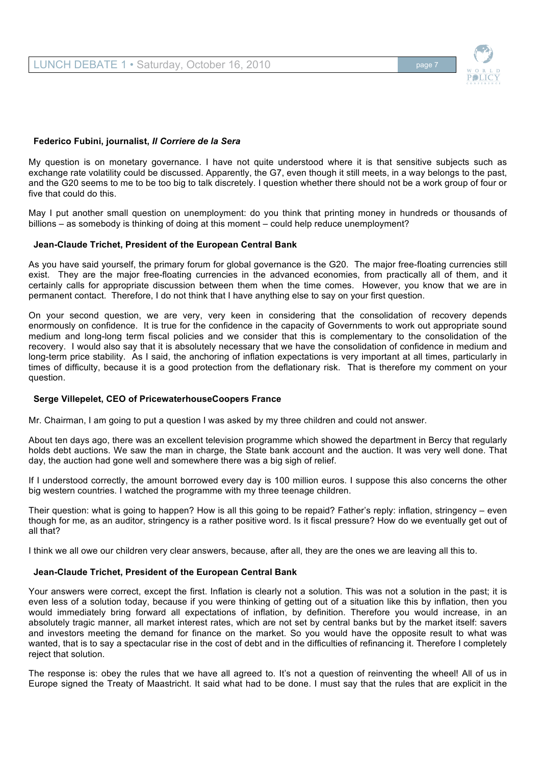**Federico Fubini, journalist, *Il Corriere de la Sera***

My question is on monetary governance. I have not quite understood where it is that sensitive subjects such as exchange rate volatility could be discussed. Apparently, the G7, even though it still meets, in a way belongs to the past, and the G20 seems to me to be too big to talk discretely. I question whether there should not be a work group of four or five that could do this.

May I put another small question on unemployment: do you think that printing money in hundreds or thousands of billions – as somebody is thinking of doing at this moment – could help reduce unemployment?

**Jean-Claude Trichet, President of the European Central Bank**

As you have said yourself, the primary forum for global governance is the G20. The major free-floating currencies still exist. They are the major free-floating currencies in the advanced economies, from practically all of them, and it certainly calls for appropriate discussion between them when the time comes. However, you know that we are in permanent contact. Therefore, I do not think that I have anything else to say on your first question.

On your second question, we are very, very keen in considering that the consolidation of recovery depends enormously on confidence. It is true for the confidence in the capacity of Governments to work out appropriate sound medium and long-long term fiscal policies and we consider that this is complementary to the consolidation of the recovery. I would also say that it is absolutely necessary that we have the consolidation of confidence in medium and long-term price stability. As I said, the anchoring of inflation expectations is very important at all times, particularly in times of difficulty, because it is a good protection from the deflationary risk. That is therefore my comment on your question.

**Serge Villepelet, CEO of PricewaterhouseCoopers France**

Mr. Chairman, I am going to put a question I was asked by my three children and could not answer.

About ten days ago, there was an excellent television programme which showed the department in Bercy that regularly holds debt auctions. We saw the man in charge, the State bank account and the auction. It was very well done. That day, the auction had gone well and somewhere there was a big sigh of relief.

If I understood correctly, the amount borrowed every day is 100 million euros. I suppose this also concerns the other big western countries. I watched the programme with my three teenage children.

Their question: what is going to happen? How is all this going to be repaid? Father's reply: inflation, stringency – even though for me, as an auditor, stringency is a rather positive word. Is it fiscal pressure? How do we eventually get out of all that?

I think we all owe our children very clear answers, because, after all, they are the ones we are leaving all this to.

**Jean-Claude Trichet, President of the European Central Bank**

Your answers were correct, except the first. Inflation is clearly not a solution. This was not a solution in the past; it is even less of a solution today, because if you were thinking of getting out of a situation like this by inflation, then you would immediately bring forward all expectations of inflation, by definition. Therefore you would increase, in an absolutely tragic manner, all market interest rates, which are not set by central banks but by the market itself: savers and investors meeting the demand for finance on the market. So you would have the opposite result to what was wanted, that is to say a spectacular rise in the cost of debt and in the difficulties of refinancing it. Therefore I completely reject that solution.

The response is: obey the rules that we have all agreed to. It's not a question of reinventing the wheel! All of us in Europe signed the Treaty of Maastricht. It said what had to be done. I must say that the rules that are explicit in the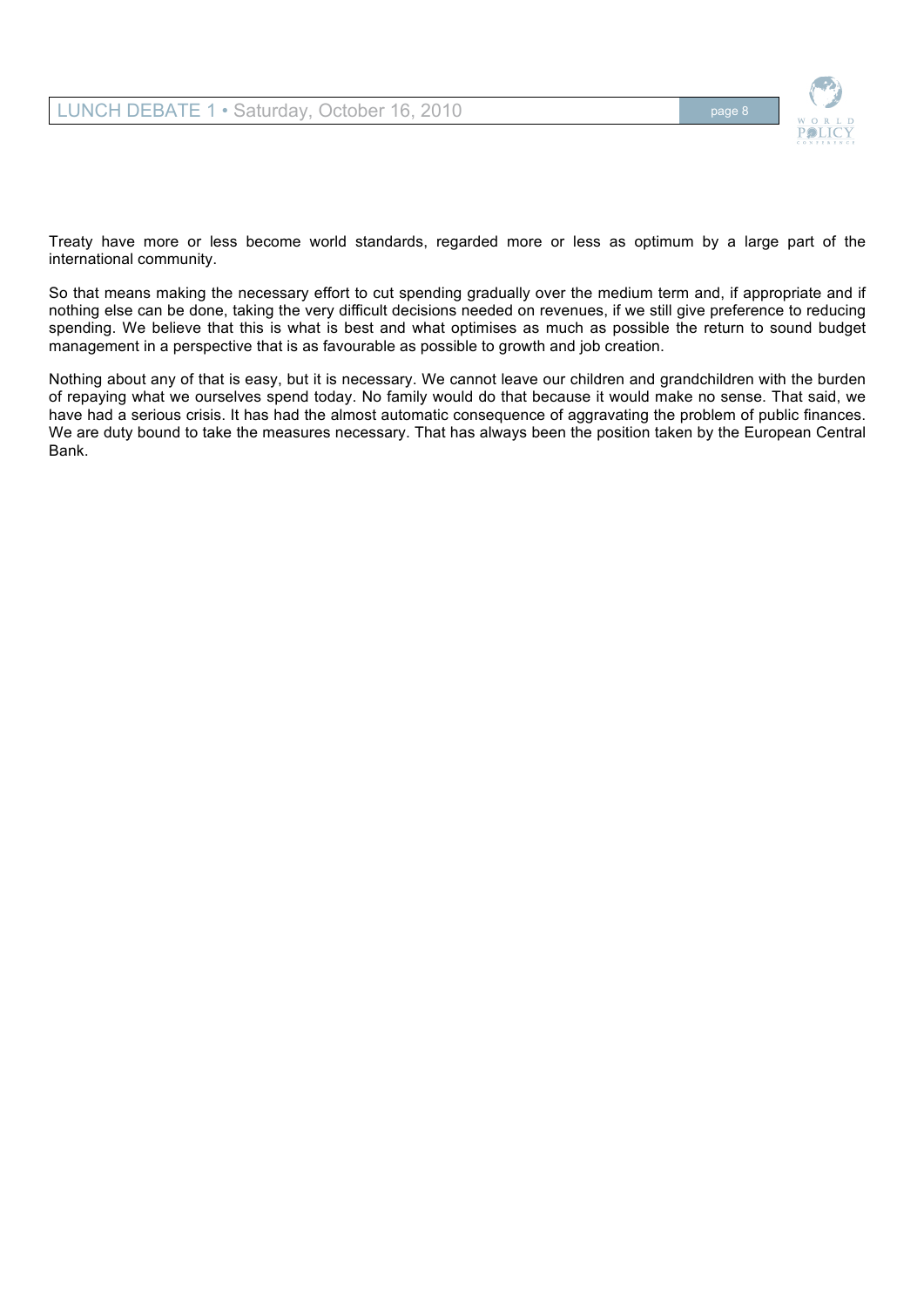Treaty have more or less become world standards, regarded more or less as optimum by a large part of the international community.

So that means making the necessary effort to cut spending gradually over the medium term and, if appropriate and if nothing else can be done, taking the very difficult decisions needed on revenues, if we still give preference to reducing spending. We believe that this is what is best and what optimises as much as possible the return to sound budget management in a perspective that is as favourable as possible to growth and job creation.

Nothing about any of that is easy, but it is necessary. We cannot leave our children and grandchildren with the burden of repaying what we ourselves spend today. No family would do that because it would make no sense. That said, we have had a serious crisis. It has had the almost automatic consequence of aggravating the problem of public finances. We are duty bound to take the measures necessary. That has always been the position taken by the European Central Bank.